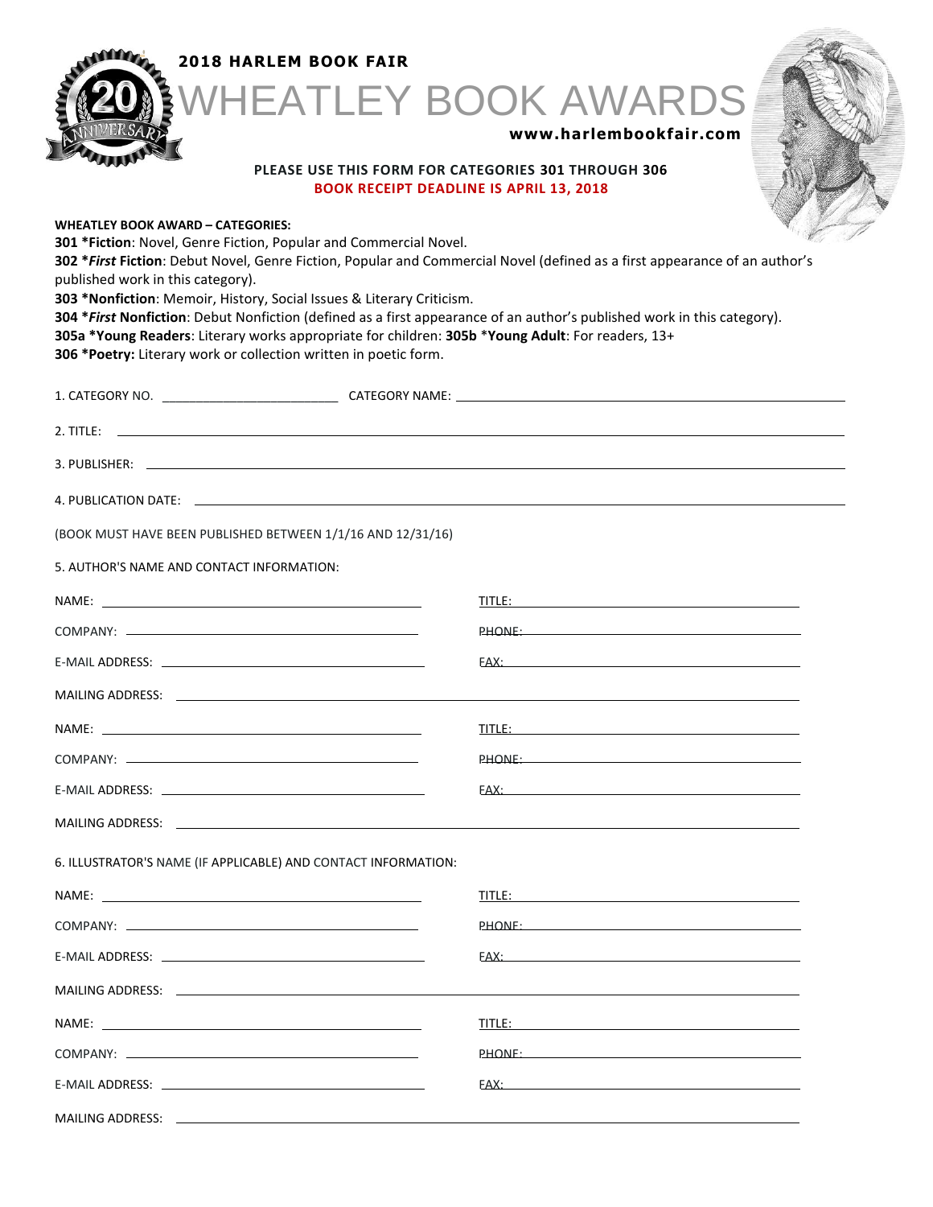**2018 HARLEM BOOK FAIR**

# WHEATLEY BOOK AWARDS

**www.harlembookfair.com**

**PLEASE USE THIS FORM FOR CATEGORIES 301 THROUGH 306**
**BOOK RECEIPT DEADLINE IS APRIL 13, 2018**

**WHEATLEY BOOK AWARD – CATEGORIES:**

**301 *Fiction**: Novel, Genre Fiction, Popular and Commercial Novel.
**302 *_First_ Fiction**: Debut Novel, Genre Fiction, Popular and Commercial Novel (defined as a first appearance of an author's published work in this category).
**303 *Nonfiction**: Memoir, History, Social Issues & Literary Criticism.
**304 *_First_ Nonfiction**: Debut Nonfiction (defined as a first appearance of an author's published work in this category).
**305a *Young Readers**: Literary works appropriate for children: **305b** ***Young Adult**: For readers, 13+
**306 *Poetry:** Literary work or collection written in poetic form.

1. CATEGORY NO. ________________________ CATEGORY NAME: ________________________

2. TITLE: ________________________

3. PUBLISHER: ________________________

4. PUBLICATION DATE: ________________________

(BOOK MUST HAVE BEEN PUBLISHED BETWEEN 1/1/16 AND 12/31/16)

5. AUTHOR'S NAME AND CONTACT INFORMATION:

NAME: ________________________ TITLE: ________________________

COMPANY: ________________________ PHONE: ________________________

E-MAIL ADDRESS: ________________________ FAX: ________________________

MAILING ADDRESS: ________________________

NAME: ________________________ TITLE: ________________________

COMPANY: ________________________ PHONE: ________________________

E-MAIL ADDRESS: ________________________ FAX: ________________________

MAILING ADDRESS: ________________________

6. ILLUSTRATOR'S NAME (IF APPLICABLE) AND CONTACT INFORMATION:

NAME: ________________________ TITLE: ________________________

COMPANY: ________________________ PHONE: ________________________

E-MAIL ADDRESS: ________________________ FAX: ________________________

MAILING ADDRESS: ________________________

NAME: ________________________ TITLE: ________________________

COMPANY: ________________________ PHONE: ________________________

E-MAIL ADDRESS: ________________________ FAX: ________________________

MAILING ADDRESS: ________________________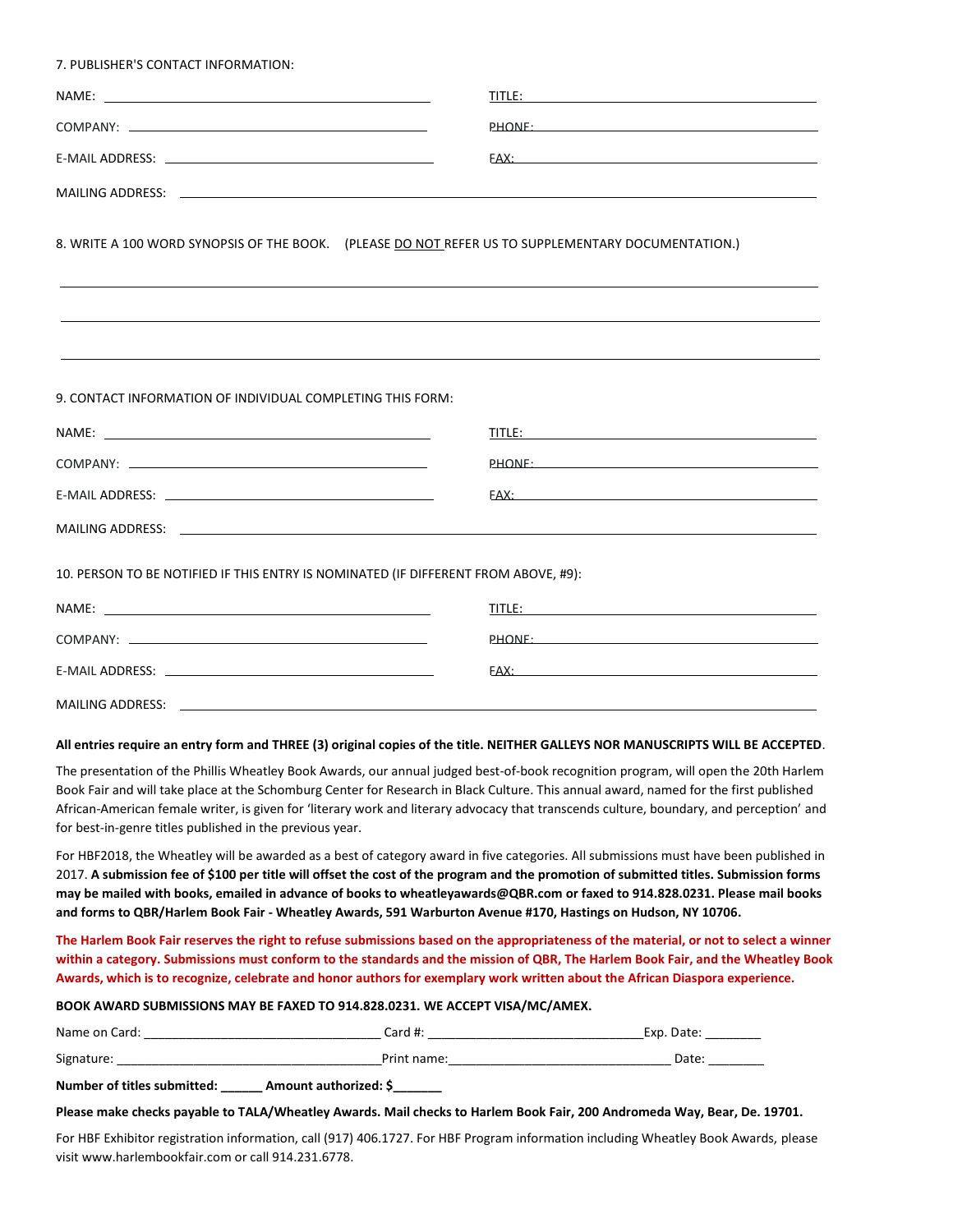7. PUBLISHER'S CONTACT INFORMATION:

NAME: ______________________________ TITLE: ______________________________

COMPANY: ______________________________ PHONE: ______________________________

E-MAIL ADDRESS: ______________________________ FAX: ______________________________

MAILING ADDRESS: ____________________________________________________________

8. WRITE A 100 WORD SYNOPSIS OF THE BOOK. (PLEASE DO NOT REFER US TO SUPPLEMENTARY DOCUMENTATION.)

____________________________________________________________

____________________________________________________________

____________________________________________________________

9. CONTACT INFORMATION OF INDIVIDUAL COMPLETING THIS FORM:

NAME: ______________________________ TITLE: ______________________________

COMPANY: ______________________________ PHONE: ______________________________

E-MAIL ADDRESS: ______________________________ FAX: ______________________________

MAILING ADDRESS: ____________________________________________________________

10. PERSON TO BE NOTIFIED IF THIS ENTRY IS NOMINATED (IF DIFFERENT FROM ABOVE, #9):

NAME: ______________________________ TITLE: ______________________________

COMPANY: ______________________________ PHONE: ______________________________

E-MAIL ADDRESS: ______________________________ FAX: ______________________________

MAILING ADDRESS: ____________________________________________________________

**All entries require an entry form and THREE (3) original copies of the title. NEITHER GALLEYS NOR MANUSCRIPTS WILL BE ACCEPTED**.

The presentation of the Phillis Wheatley Book Awards, our annual judged best-of-book recognition program, will open the 20th Harlem Book Fair and will take place at the Schomburg Center for Research in Black Culture. This annual award, named for the first published African-American female writer, is given for 'literary work and literary advocacy that transcends culture, boundary, and perception' and for best-in-genre titles published in the previous year.

For HBF2018, the Wheatley will be awarded as a best of category award in five categories. All submissions must have been published in 2017. **A submission fee of $100 per title will offset the cost of the program and the promotion of submitted titles. Submission forms may be mailed with books, emailed in advance of books to wheatleyawards@QBR.com or faxed to 914.828.0231. Please mail books and forms to QBR/Harlem Book Fair - Wheatley Awards, 591 Warburton Avenue #170, Hastings on Hudson, NY 10706.**

**The Harlem Book Fair reserves the right to refuse submissions based on the appropriateness of the material, or not to select a winner within a category. Submissions must conform to the standards and the mission of QBR, The Harlem Book Fair, and the Wheatley Book Awards, which is to recognize, celebrate and honor authors for exemplary work written about the African Diaspora experience.**

**BOOK AWARD SUBMISSIONS MAY BE FAXED TO 914.828.0231. WE ACCEPT VISA/MC/AMEX.**

Name on Card: _________________________________ Card #: ______________________________Exp. Date: ________

Signature: _____________________________________Print name:_______________________________ Date: ________

**Number of titles submitted: ______ Amount authorized: $_______**

**Please make checks payable to TALA/Wheatley Awards. Mail checks to Harlem Book Fair, 200 Andromeda Way, Bear, De. 19701.**

For HBF Exhibitor registration information, call (917) 406.1727. For HBF Program information including Wheatley Book Awards, please visit www.harlembookfair.com or call 914.231.6778.